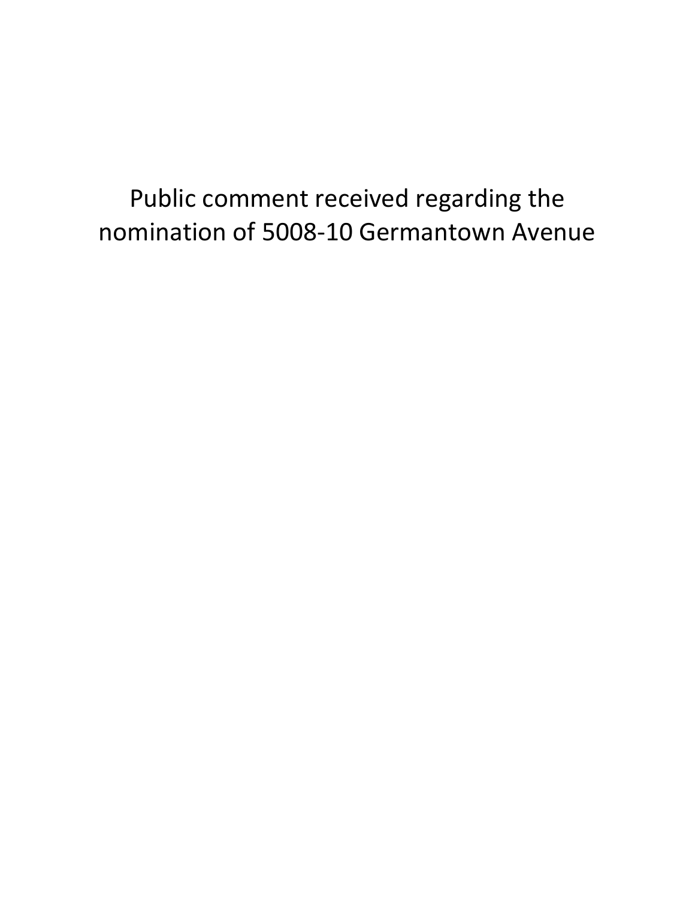# Public comment received regarding the nomination of 5008-10 Germantown Avenue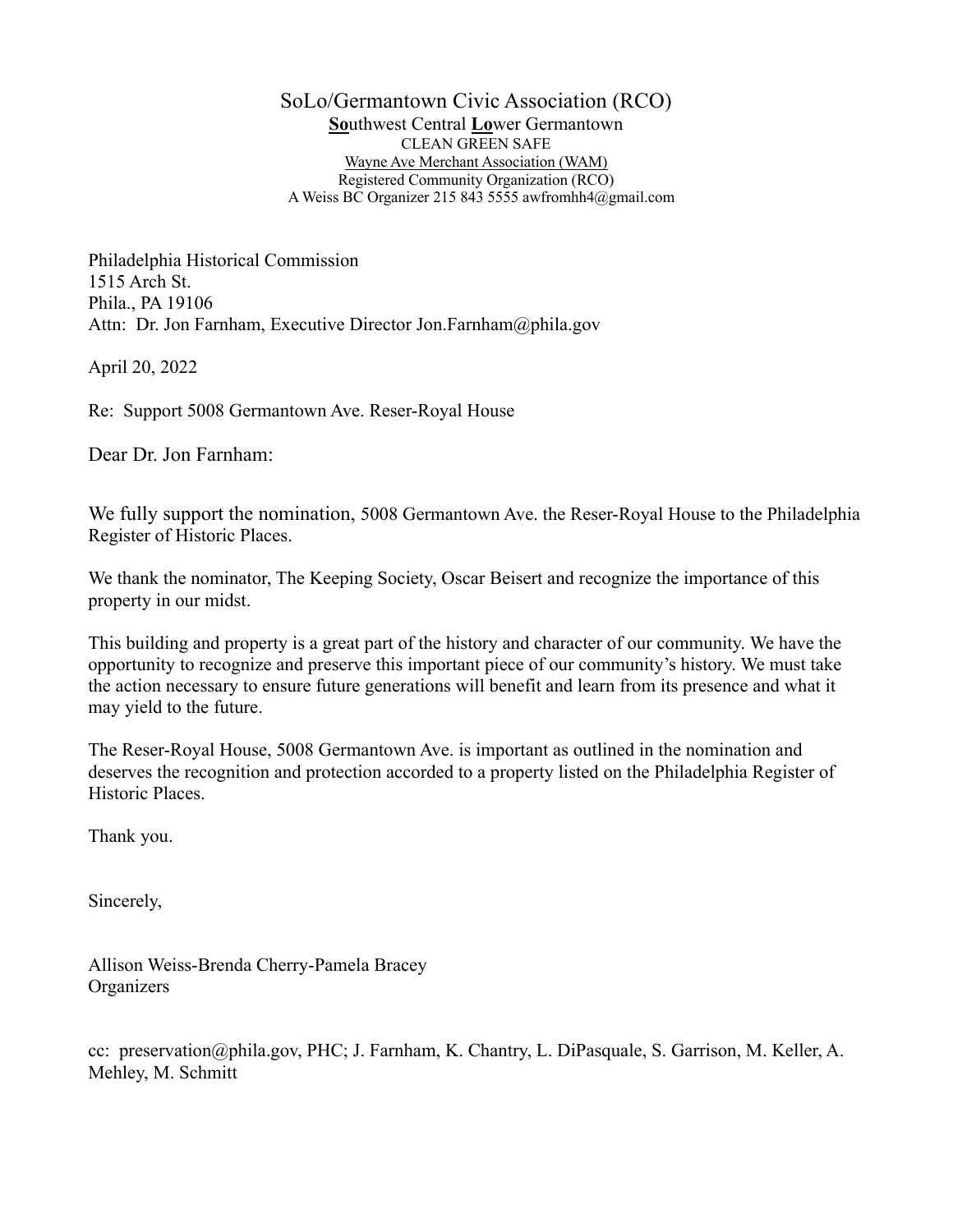SoLo/Germantown Civic Association (RCO)

**So**uthwest Central **Lo**wer Germantown

CLEAN GREEN SAFE

Wayne Ave Merchant Association (WAM)

Registered Community Organization (RCO)

A Weiss BC Organizer 215 843 5555 awfromhh4@gmail.com

Philadelphia Historical Commission
1515 Arch St.
Phila., PA 19106
Attn: Dr. Jon Farnham, Executive Director Jon.Farnham@phila.gov

April 20, 2022

Re: Support 5008 Germantown Ave. Reser-Royal House

Dear Dr. Jon Farnham:

We fully support the nomination, 5008 Germantown Ave. the Reser-Royal House to the Philadelphia Register of Historic Places.

We thank the nominator, The Keeping Society, Oscar Beisert and recognize the importance of this property in our midst.

This building and property is a great part of the history and character of our community. We have the opportunity to recognize and preserve this important piece of our community's history. We must take the action necessary to ensure future generations will benefit and learn from its presence and what it may yield to the future.

The Reser-Royal House, 5008 Germantown Ave. is important as outlined in the nomination and deserves the recognition and protection accorded to a property listed on the Philadelphia Register of Historic Places.

Thank you.

Sincerely,

Allison Weiss-Brenda Cherry-Pamela Bracey
Organizers

cc: preservation@phila.gov, PHC; J. Farnham, K. Chantry, L. DiPasquale, S. Garrison, M. Keller, A. Mehley, M. Schmitt